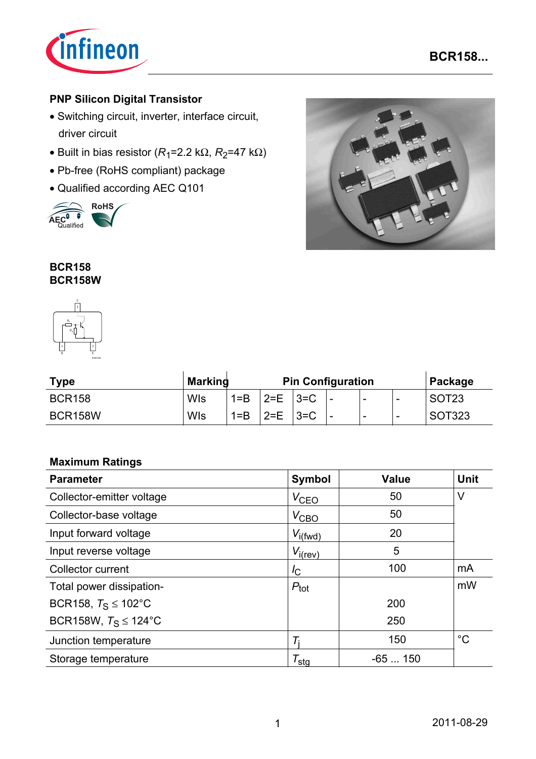## PNP Silicon Digital Transistor

- Switching circuit, inverter, interface circuit, driver circuit
- Built in bias resistor ($R_1$=2.2 kΩ, $R_2$=47 kΩ)
- Pb-free (RoHS compliant) package
- Qualified according AEC Q101

**BCR158**
**BCR158W**

| Type | Marking | Pin Configuration | | | | | | Package |
|---|---|---|---|---|---|---|---|---|
| BCR158 | WIs | 1=B | 2=E | 3=C | - | - | - | SOT23 |
| BCR158W | WIs | 1=B | 2=E | 3=C | - | - | - | SOT323 |

### Maximum Ratings

| Parameter | Symbol | Value | Unit |
|---|---|---|---|
| Collector-emitter voltage | $V_{CEO}$ | 50 | V |
| Collector-base voltage | $V_{CBO}$ | 50 | |
| Input forward voltage | $V_{i(fwd)}$ | 20 | |
| Input reverse voltage | $V_{i(rev)}$ | 5 | |
| Collector current | $I_C$ | 100 | mA |
| Total power dissipation- | $P_{tot}$ | | mW |
| BCR158, $T_S \leq$ 102°C | | 200 | |
| BCR158W, $T_S \leq$ 124°C | | 250 | |
| Junction temperature | $T_j$ | 150 | °C |
| Storage temperature | $T_{stg}$ | -65 ... 150 | |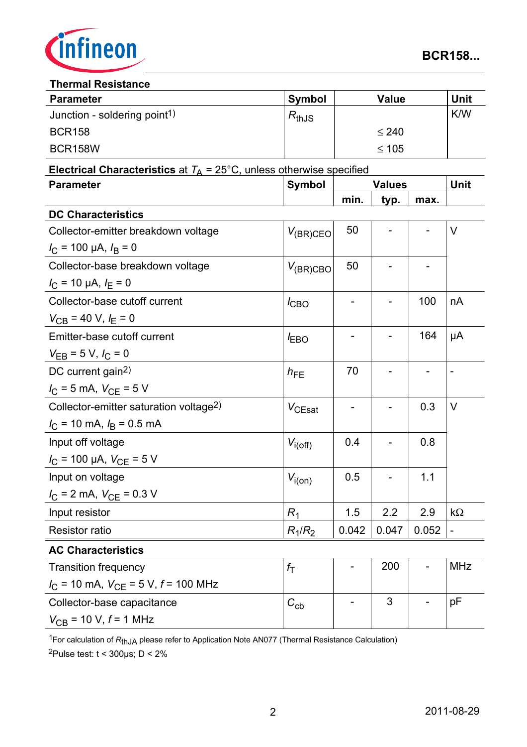## Thermal Resistance

| Parameter | Symbol | Value | Unit |
|---|---|---|---|
| Junction - soldering point[1] | $R_{thJS}$ | | K/W |
| BCR158 | | ≤ 240 | |
| BCR158W | | ≤ 105 | |

**Electrical Characteristics** at $T_A$ = 25°C, unless otherwise specified

| Parameter | Symbol | Values | | | Unit |
|---|---|---|---|---|---|
| | | min. | typ. | max. | |
| **DC Characteristics** | | | | | |
| Collector-emitter breakdown voltage $I_C$ = 100 µA, $I_B$ = 0 | $V_{(BR)CEO}$ | 50 | - | - | V |
| Collector-base breakdown voltage $I_C$ = 10 µA, $I_E$ = 0 | $V_{(BR)CBO}$ | 50 | - | - | |
| Collector-base cutoff current $V_{CB}$ = 40 V, $I_E$ = 0 | $I_{CBO}$ | - | - | 100 | nA |
| Emitter-base cutoff current $V_{EB}$ = 5 V, $I_C$ = 0 | $I_{EBO}$ | - | - | 164 | µA |
| DC current gain[2] $I_C$ = 5 mA, $V_{CE}$ = 5 V | $h_{FE}$ | 70 | - | - | - |
| Collector-emitter saturation voltage[2] $I_C$ = 10 mA, $I_B$ = 0.5 mA | $V_{CEsat}$ | - | - | 0.3 | V |
| Input off voltage $I_C$ = 100 µA, $V_{CE}$ = 5 V | $V_{i(off)}$ | 0.4 | - | 0.8 | |
| Input on voltage $I_C$ = 2 mA, $V_{CE}$ = 0.3 V | $V_{i(on)}$ | 0.5 | - | 1.1 | |
| Input resistor | $R_1$ | 1.5 | 2.2 | 2.9 | kΩ |
| Resistor ratio | $R_1/R_2$ | 0.042 | 0.047 | 0.052 | - |
| **AC Characteristics** | | | | | |
| Transition frequency $I_C$ = 10 mA, $V_{CE}$ = 5 V, $f$ = 100 MHz | $f_T$ | - | 200 | - | MHz |
| Collector-base capacitance $V_{CB}$ = 10 V, $f$ = 1 MHz | $C_{cb}$ | - | 3 | - | pF |

[1]For calculation of $R_{thJA}$ please refer to Application Note AN077 (Thermal Resistance Calculation)

[2]Pulse test: t < 300µs; D < 2%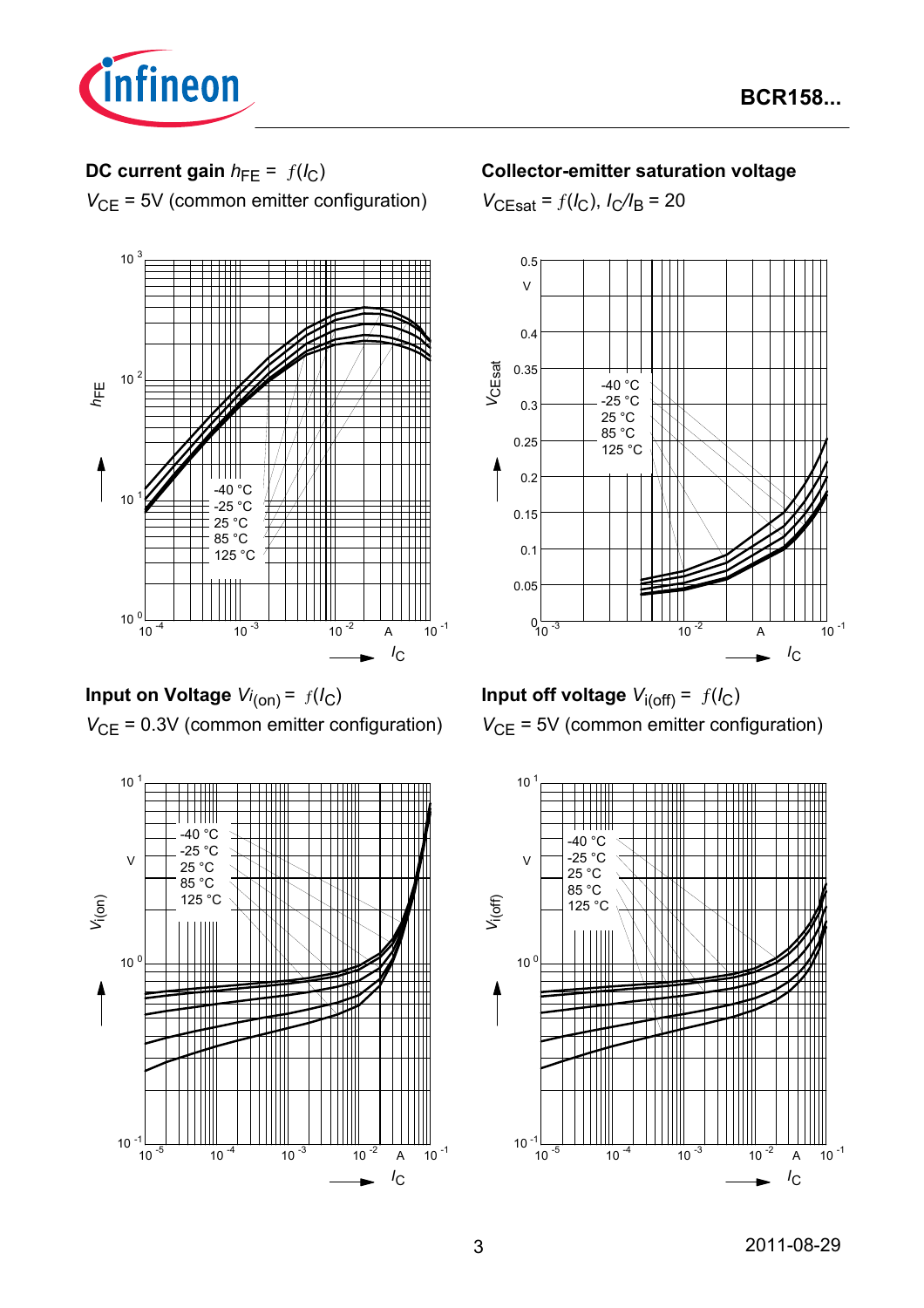**DC current gain** $h_{FE} = f(I_C)$

$V_{CE}$ = 5V (common emitter configuration)

**Collector-emitter saturation voltage**

$V_{CEsat} = f(I_C)$, $I_C/I_B = 20$

**Input on Voltage** $V_{i(on)} = f(I_C)$

$V_{CE}$ = 0.3V (common emitter configuration)

**Input off voltage** $V_{i(off)} = f(I_C)$

$V_{CE}$ = 5V (common emitter configuration)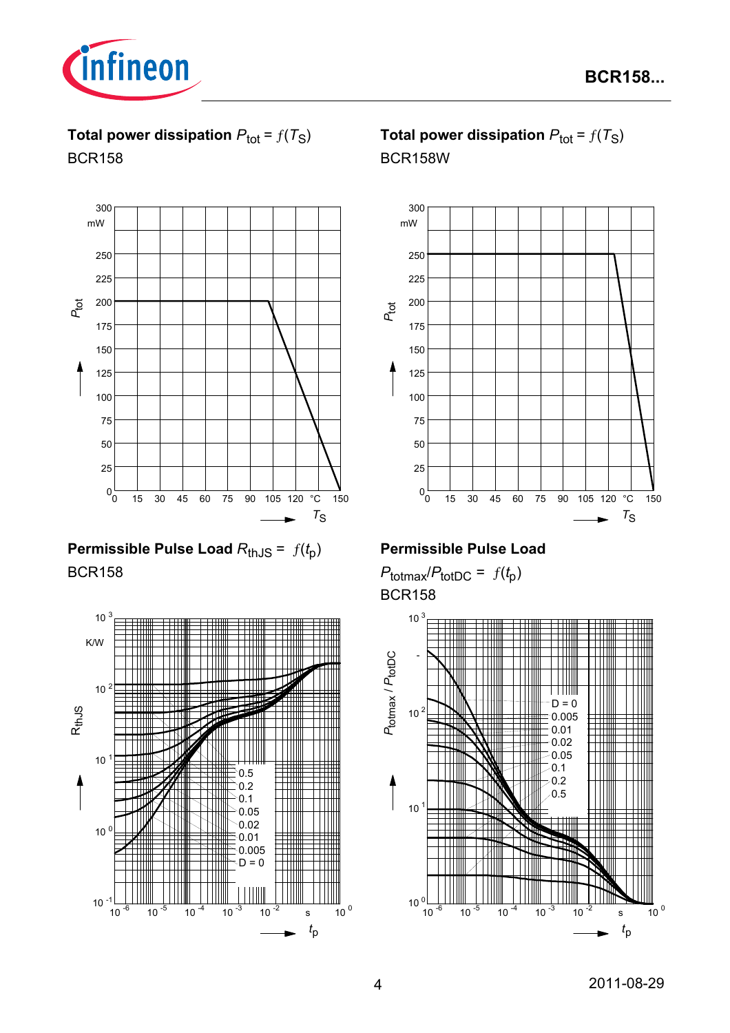**Total power dissipation $P_{tot} = f(T_S)$**

BCR158

$P_{tot}$ (mW): 0, 25, 50, 75, 100, 125, 150, 175, 200, 225, 250, 300

$T_S$ (°C): 0, 15, 30, 45, 60, 75, 90, 105, 120, 150

**Total power dissipation $P_{tot} = f(T_S)$**

BCR158W

$P_{tot}$ (mW): 0, 25, 50, 75, 100, 125, 150, 175, 200, 225, 250, 300

$T_S$ (°C): 0, 15, 30, 45, 60, 75, 90, 105, 120, 150

**Permissible Pulse Load $R_{thJS} = f(t_p)$**

BCR158

$R_{thJS}$ (K/W): $10^{-1}$, $10^{0}$, $10^{1}$, $10^{2}$, $10^{3}$

$t_p$ (s): $10^{-6}$, $10^{-5}$, $10^{-4}$, $10^{-3}$, $10^{-2}$, $10^{0}$

D = 0.5, 0.2, 0.1, 0.05, 0.02, 0.01, 0.005, D = 0

**Permissible Pulse Load**

$P_{totmax}/P_{totDC} = f(t_p)$

BCR158

$P_{totmax} / P_{totDC}$ (-): $10^{0}$, $10^{1}$, $10^{2}$, $10^{3}$

$t_p$ (s): $10^{-6}$, $10^{-5}$, $10^{-4}$, $10^{-3}$, $10^{-2}$, $10^{0}$

D = 0, 0.005, 0.01, 0.02, 0.05, 0.1, 0.2, 0.5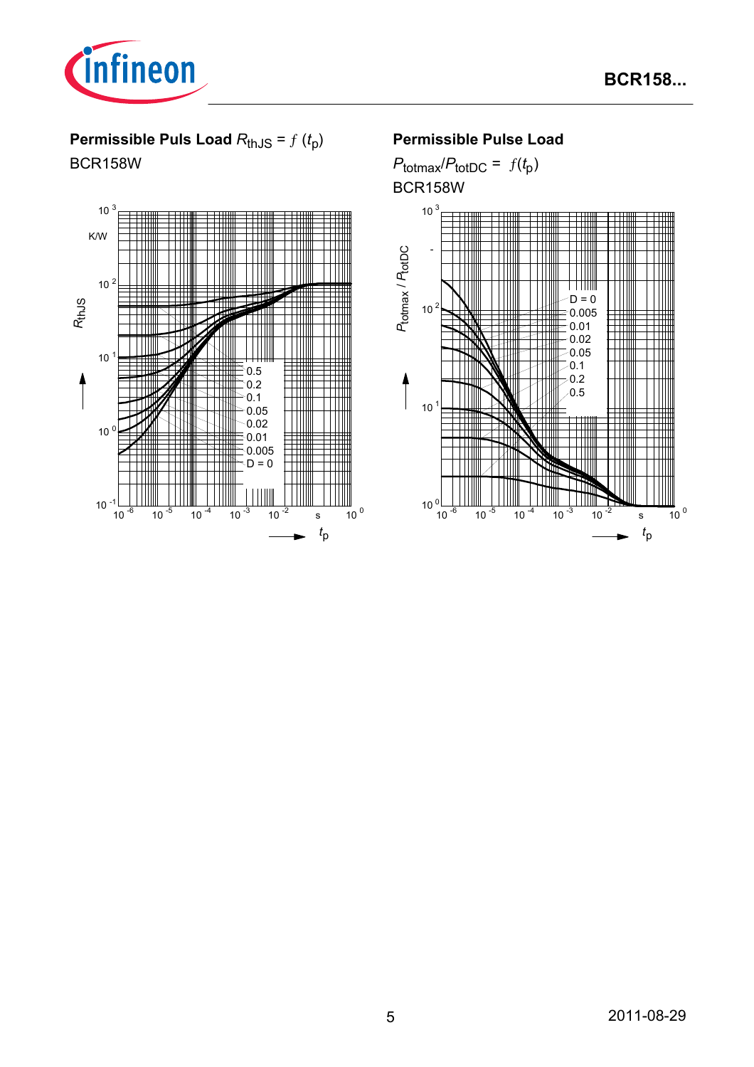**Permissible Puls Load** $R_{thJS} = f(t_p)$

BCR158W

**Permissible Pulse Load**

$P_{totmax}/P_{totDC} = f(t_p)$

BCR158W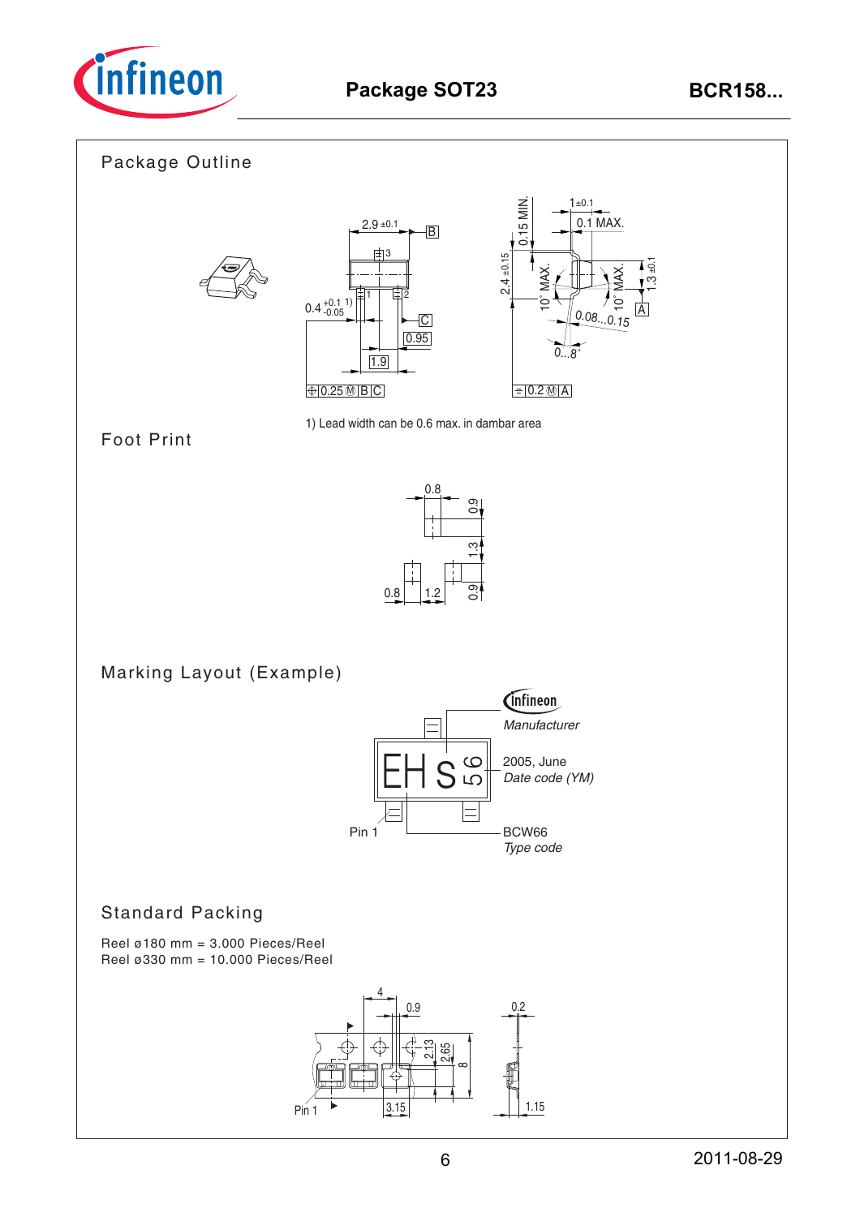# Package SOT23

## Package Outline

1) Lead width can be 0.6 max. in dambar area

## Foot Print

## Marking Layout (Example)

Manufacturer

2005, June
*Date code (YM)*

Pin 1

BCW66
*Type code*

## Standard Packing

Reel ø180 mm = 3.000 Pieces/Reel
Reel ø330 mm = 10.000 Pieces/Reel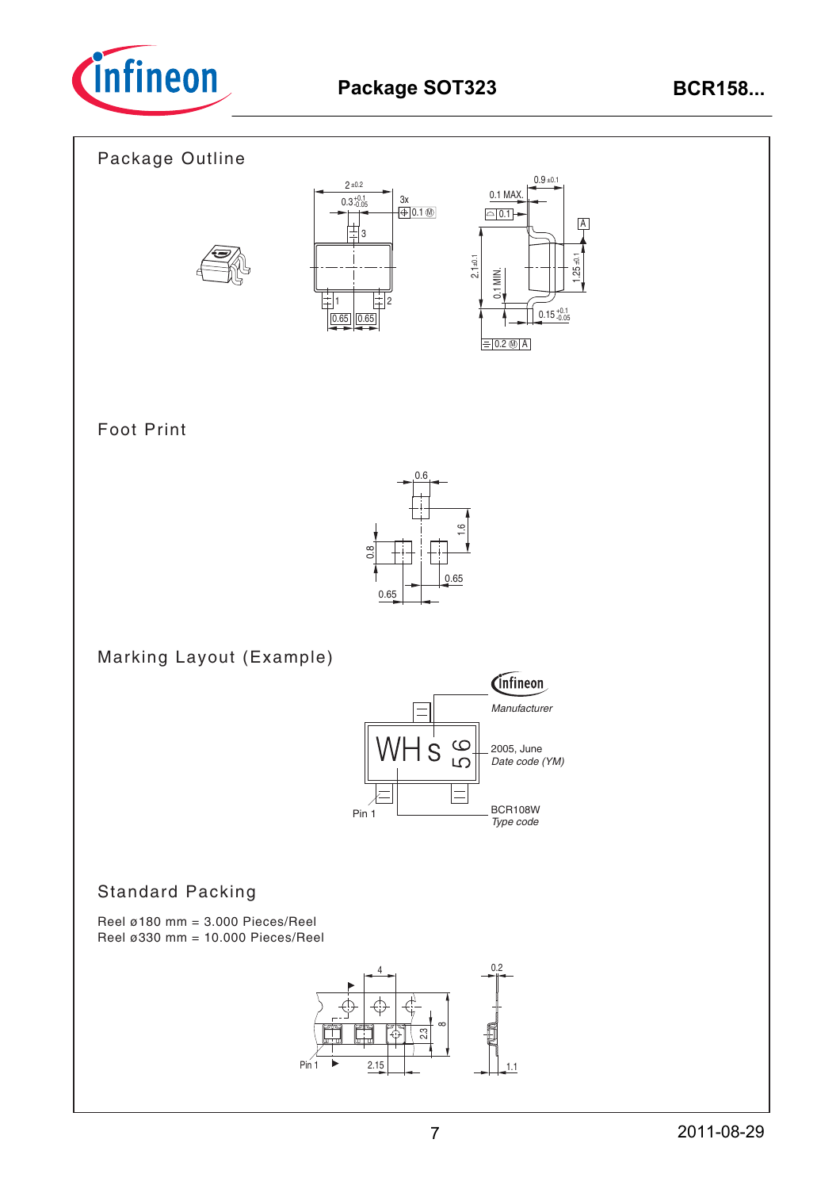## Package Outline

## Foot Print

## Marking Layout (Example)

Manufacturer

2005, June
*Date code (YM)*

Pin 1

BCR108W
*Type code*

## Standard Packing

Reel ø180 mm = 3.000 Pieces/Reel
Reel ø330 mm = 10.000 Pieces/Reel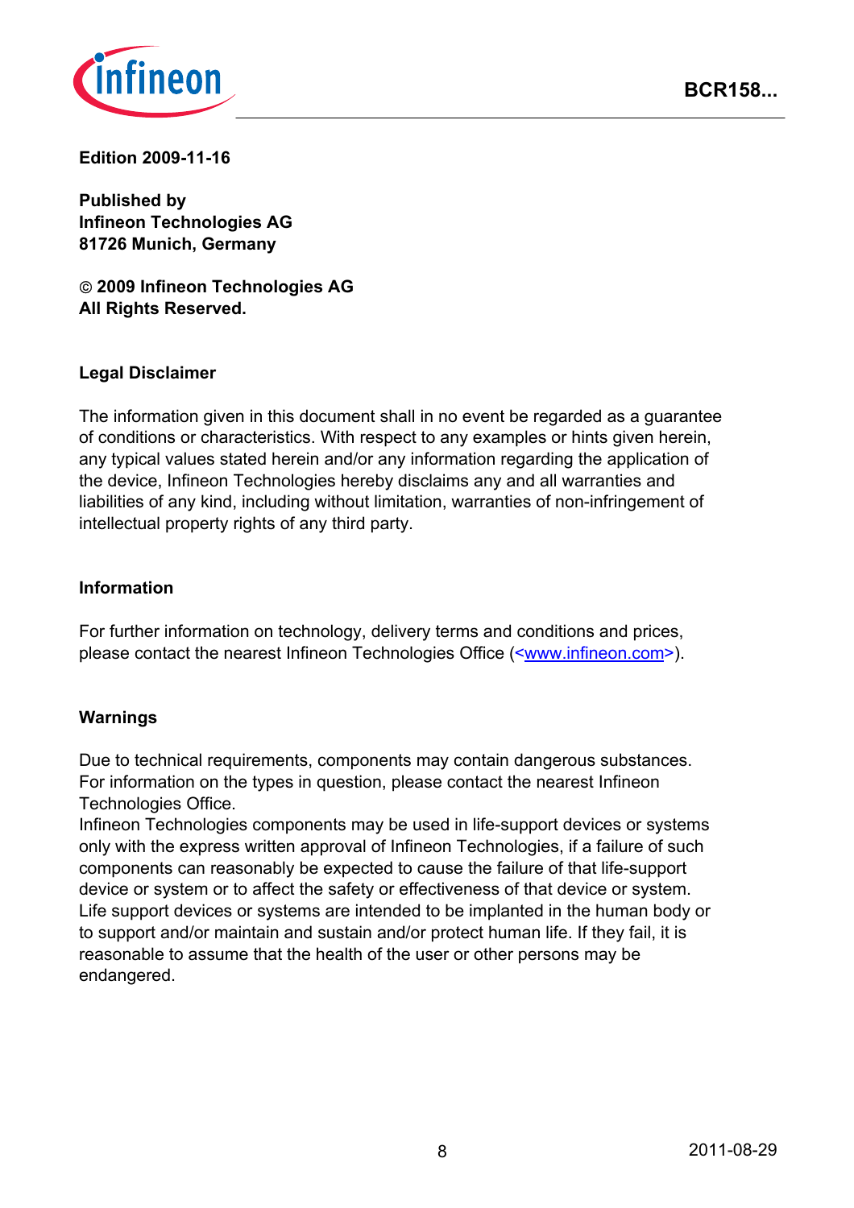**Edition 2009-11-16**

**Published by**
**Infineon Technologies AG**
**81726 Munich, Germany**

**© 2009 Infineon Technologies AG**
**All Rights Reserved.**

### Legal Disclaimer

The information given in this document shall in no event be regarded as a guarantee of conditions or characteristics. With respect to any examples or hints given herein, any typical values stated herein and/or any information regarding the application of the device, Infineon Technologies hereby disclaims any and all warranties and liabilities of any kind, including without limitation, warranties of non-infringement of intellectual property rights of any third party.

### Information

For further information on technology, delivery terms and conditions and prices, please contact the nearest Infineon Technologies Office (<www.infineon.com>).

### Warnings

Due to technical requirements, components may contain dangerous substances. For information on the types in question, please contact the nearest Infineon Technologies Office.
Infineon Technologies components may be used in life-support devices or systems only with the express written approval of Infineon Technologies, if a failure of such components can reasonably be expected to cause the failure of that life-support device or system or to affect the safety or effectiveness of that device or system. Life support devices or systems are intended to be implanted in the human body or to support and/or maintain and sustain and/or protect human life. If they fail, it is reasonable to assume that the health of the user or other persons may be endangered.